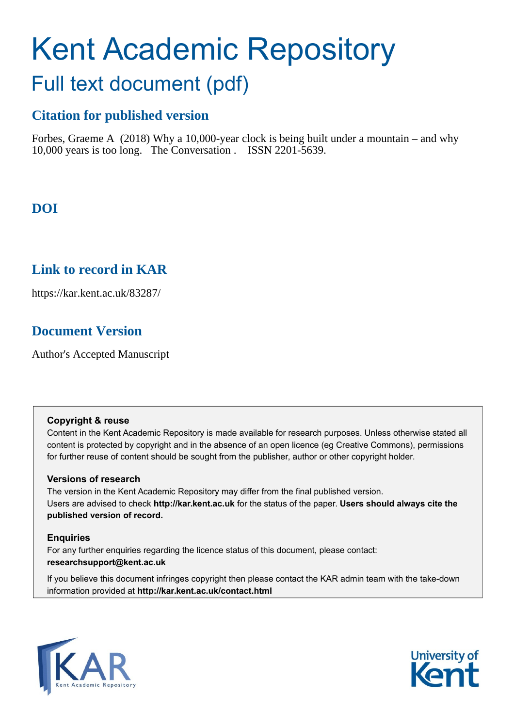# Kent Academic Repository

## Full text document (pdf)

### Citation for published version

Forbes, Graeme A (2018) Why a 10,000-year clock is being built under a mountain – and why 10,000 years is too long. The Conversation . ISSN 2201-5639.

### DOI

### Link to record in KAR

https://kar.kent.ac.uk/83287/

### Document Version

Author's Accepted Manuscript

**Copyright & reuse**
Content in the Kent Academic Repository is made available for research purposes. Unless otherwise stated all content is protected by copyright and in the absence of an open licence (eg Creative Commons), permissions for further reuse of content should be sought from the publisher, author or other copyright holder.

**Versions of research**
The version in the Kent Academic Repository may differ from the final published version.
Users are advised to check **http://kar.kent.ac.uk** for the status of the paper. **Users should always cite the published version of record.**

**Enquiries**
For any further enquiries regarding the licence status of this document, please contact:
**researchsupport@kent.ac.uk**

If you believe this document infringes copyright then please contact the KAR admin team with the take-down information provided at **http://kar.kent.ac.uk/contact.html**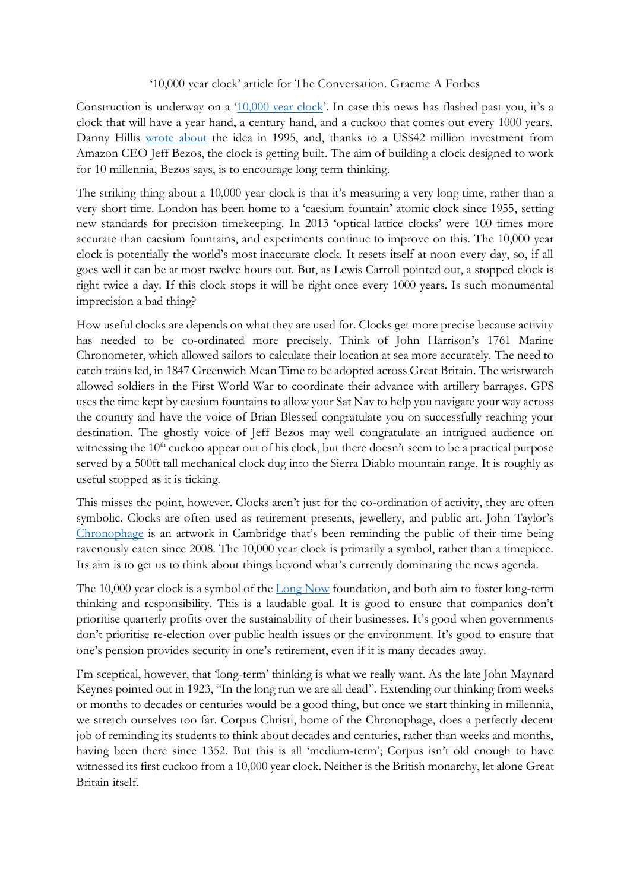'10,000 year clock' article for The Conversation. Graeme A Forbes

Construction is underway on a '10,000 year clock'. In case this news has flashed past you, it's a clock that will have a year hand, a century hand, and a cuckoo that comes out every 1000 years. Danny Hillis wrote about the idea in 1995, and, thanks to a US$42 million investment from Amazon CEO Jeff Bezos, the clock is getting built. The aim of building a clock designed to work for 10 millennia, Bezos says, is to encourage long term thinking.

The striking thing about a 10,000 year clock is that it's measuring a very long time, rather than a very short time. London has been home to a 'caesium fountain' atomic clock since 1955, setting new standards for precision timekeeping. In 2013 'optical lattice clocks' were 100 times more accurate than caesium fountains, and experiments continue to improve on this. The 10,000 year clock is potentially the world's most inaccurate clock. It resets itself at noon every day, so, if all goes well it can be at most twelve hours out. But, as Lewis Carroll pointed out, a stopped clock is right twice a day. If this clock stops it will be right once every 1000 years. Is such monumental imprecision a bad thing?

How useful clocks are depends on what they are used for. Clocks get more precise because activity has needed to be co-ordinated more precisely. Think of John Harrison's 1761 Marine Chronometer, which allowed sailors to calculate their location at sea more accurately. The need to catch trains led, in 1847 Greenwich Mean Time to be adopted across Great Britain. The wristwatch allowed soldiers in the First World War to coordinate their advance with artillery barrages. GPS uses the time kept by caesium fountains to allow your Sat Nav to help you navigate your way across the country and have the voice of Brian Blessed congratulate you on successfully reaching your destination. The ghostly voice of Jeff Bezos may well congratulate an intrigued audience on witnessing the 10th cuckoo appear out of his clock, but there doesn't seem to be a practical purpose served by a 500ft tall mechanical clock dug into the Sierra Diablo mountain range. It is roughly as useful stopped as it is ticking.

This misses the point, however. Clocks aren't just for the co-ordination of activity, they are often symbolic. Clocks are often used as retirement presents, jewellery, and public art. John Taylor's Chronophage is an artwork in Cambridge that's been reminding the public of their time being ravenously eaten since 2008. The 10,000 year clock is primarily a symbol, rather than a timepiece. Its aim is to get us to think about things beyond what's currently dominating the news agenda.

The 10,000 year clock is a symbol of the Long Now foundation, and both aim to foster long-term thinking and responsibility. This is a laudable goal. It is good to ensure that companies don't prioritise quarterly profits over the sustainability of their businesses. It's good when governments don't prioritise re-election over public health issues or the environment. It's good to ensure that one's pension provides security in one's retirement, even if it is many decades away.

I'm sceptical, however, that 'long-term' thinking is what we really want. As the late John Maynard Keynes pointed out in 1923, "In the long run we are all dead". Extending our thinking from weeks or months to decades or centuries would be a good thing, but once we start thinking in millennia, we stretch ourselves too far. Corpus Christi, home of the Chronophage, does a perfectly decent job of reminding its students to think about decades and centuries, rather than weeks and months, having been there since 1352. But this is all 'medium-term'; Corpus isn't old enough to have witnessed its first cuckoo from a 10,000 year clock. Neither is the British monarchy, let alone Great Britain itself.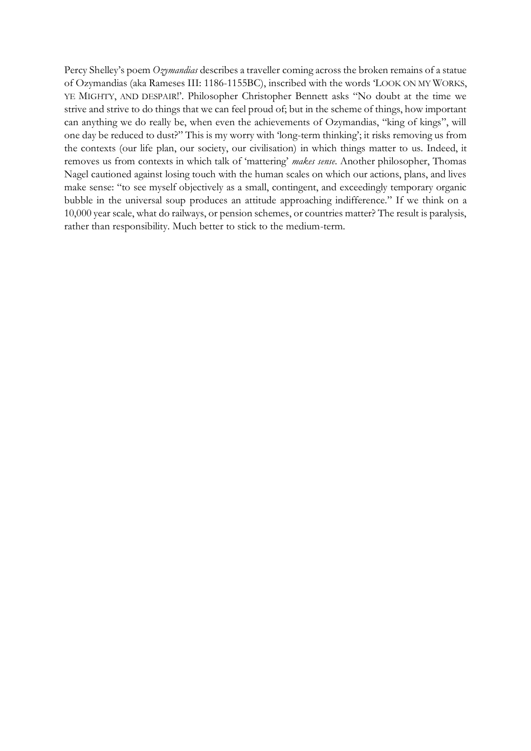Percy Shelley's poem *Ozymandias* describes a traveller coming across the broken remains of a statue of Ozymandias (aka Rameses III: 1186-1155BC), inscribed with the words 'LOOK ON MY WORKS, YE MIGHTY, AND DESPAIR!'. Philosopher Christopher Bennett asks "No doubt at the time we strive and strive to do things that we can feel proud of; but in the scheme of things, how important can anything we do really be, when even the achievements of Ozymandias, "king of kings", will one day be reduced to dust?" This is my worry with 'long-term thinking'; it risks removing us from the contexts (our life plan, our society, our civilisation) in which things matter to us. Indeed, it removes us from contexts in which talk of 'mattering' *makes sense*. Another philosopher, Thomas Nagel cautioned against losing touch with the human scales on which our actions, plans, and lives make sense: "to see myself objectively as a small, contingent, and exceedingly temporary organic bubble in the universal soup produces an attitude approaching indifference." If we think on a 10,000 year scale, what do railways, or pension schemes, or countries matter? The result is paralysis, rather than responsibility. Much better to stick to the medium-term.